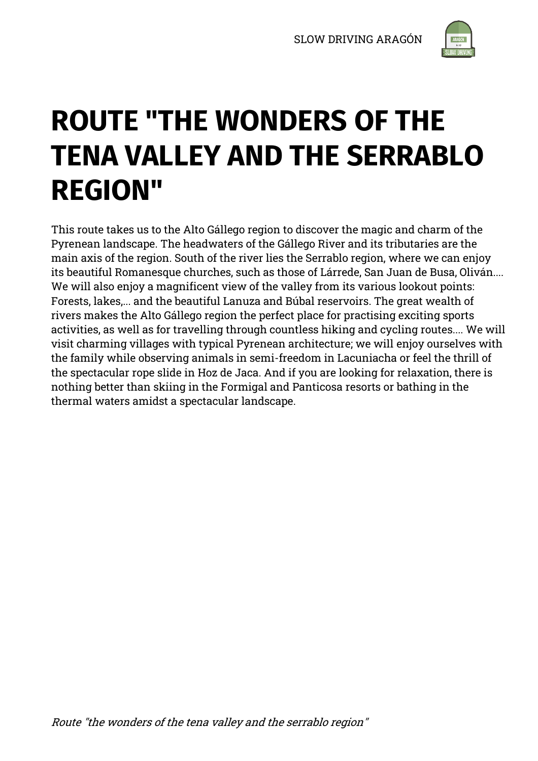# ROUTE "THE WONDERS OF THE TENA VALLEY AND THE SERRABLO REGION"

This route takes us to the Alto Gállego region to discover the magic and charm of the Pyrenean landscape. The headwaters of the Gállego River and its tributaries are the main axis of the region. South of the river lies the Serrablo region, where we can enjoy its beautiful Romanesque churches, such as those of Lárrede, San Juan de Busa, Oliván.... We will also enjoy a magnificent view of the valley from its various lookout points: Forests, lakes,... and the beautiful Lanuza and Búbal reservoirs. The great wealth of rivers makes the Alto Gállego region the perfect place for practising exciting sports activities, as well as for travelling through countless hiking and cycling routes.... We will visit charming villages with typical Pyrenean architecture; we will enjoy ourselves with the family while observing animals in semi-freedom in Lacuniacha or feel the thrill of the spectacular rope slide in Hoz de Jaca. And if you are looking for relaxation, there is nothing better than skiing in the Formigal and Panticosa resorts or bathing in the thermal waters amidst a spectacular landscape.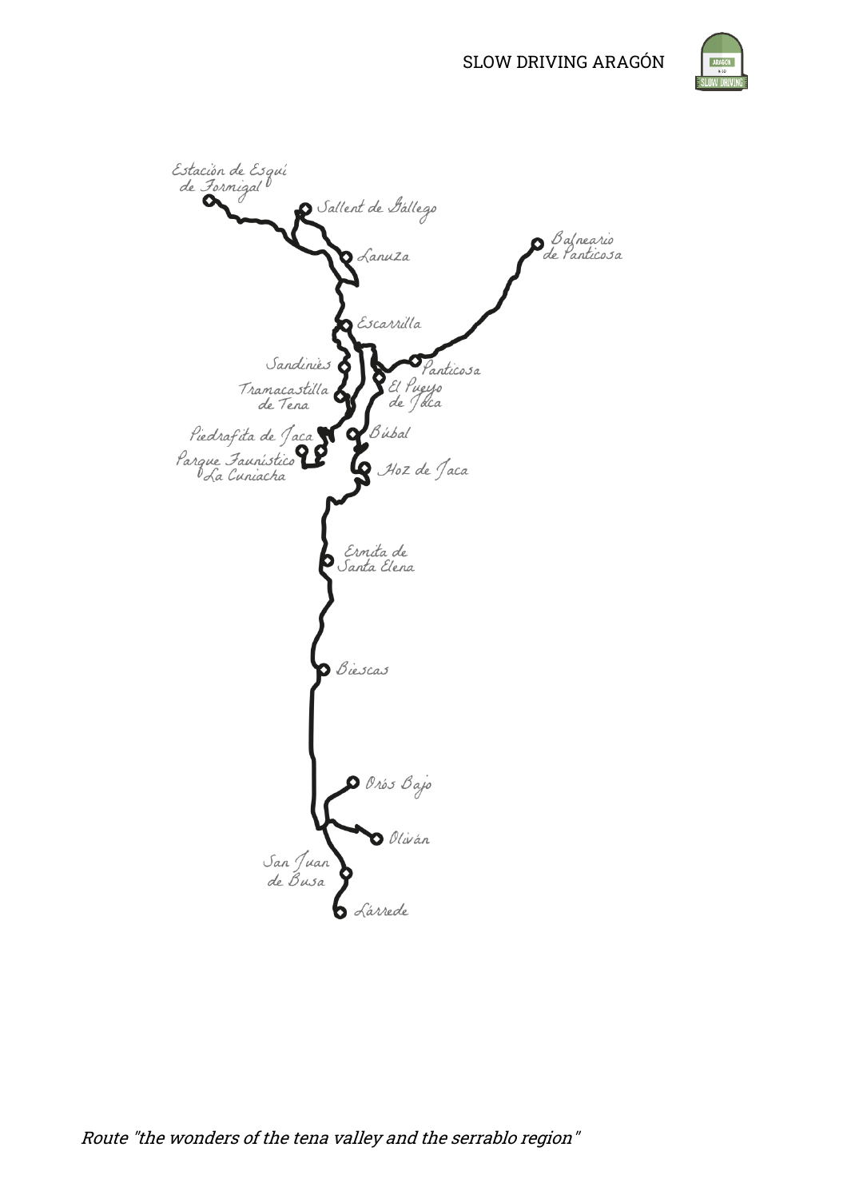*Route "the wonders of the tena valley and the serrablo region"*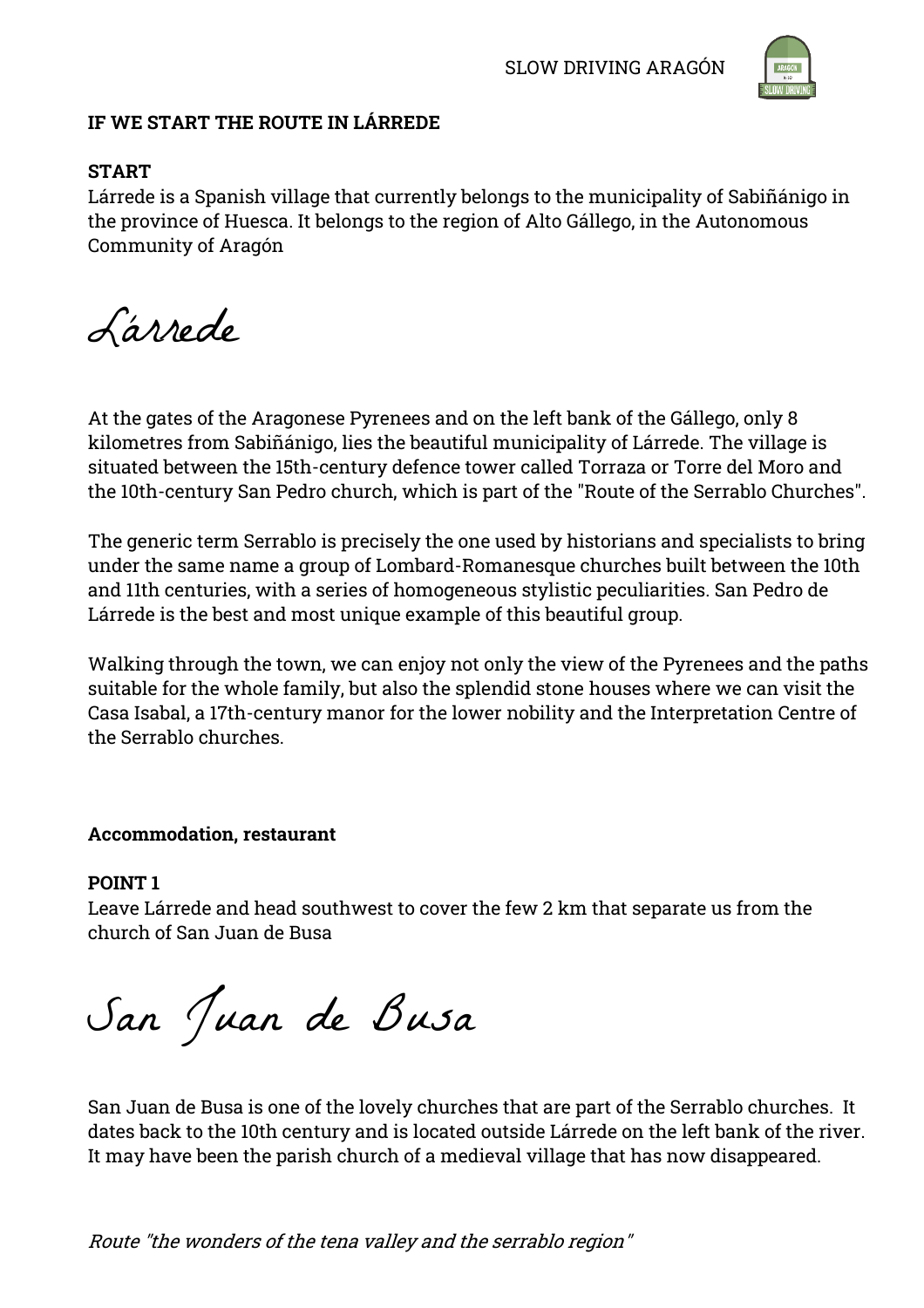## IF WE START THE ROUTE IN LÁRREDE

### START

Lárrede is a Spanish village that currently belongs to the municipality of Sabiñánigo in the province of Huesca. It belongs to the region of Alto Gállego, in the Autonomous Community of Aragón

# Lárrede

At the gates of the Aragonese Pyrenees and on the left bank of the Gállego, only 8 kilometres from Sabiñánigo, lies the beautiful municipality of Lárrede. The village is situated between the 15th-century defence tower called Torraza or Torre del Moro and the 10th-century San Pedro church, which is part of the "Route of the Serrablo Churches".

The generic term Serrablo is precisely the one used by historians and specialists to bring under the same name a group of Lombard-Romanesque churches built between the 10th and 11th centuries, with a series of homogeneous stylistic peculiarities. San Pedro de Lárrede is the best and most unique example of this beautiful group.

Walking through the town, we can enjoy not only the view of the Pyrenees and the paths suitable for the whole family, but also the splendid stone houses where we can visit the Casa Isabal, a 17th-century manor for the lower nobility and the Interpretation Centre of the Serrablo churches.

**Accommodation, restaurant**

### POINT 1

Leave Lárrede and head southwest to cover the few 2 km that separate us from the church of San Juan de Busa

# San Juan de Busa

San Juan de Busa is one of the lovely churches that are part of the Serrablo churches. It dates back to the 10th century and is located outside Lárrede on the left bank of the river. It may have been the parish church of a medieval village that has now disappeared.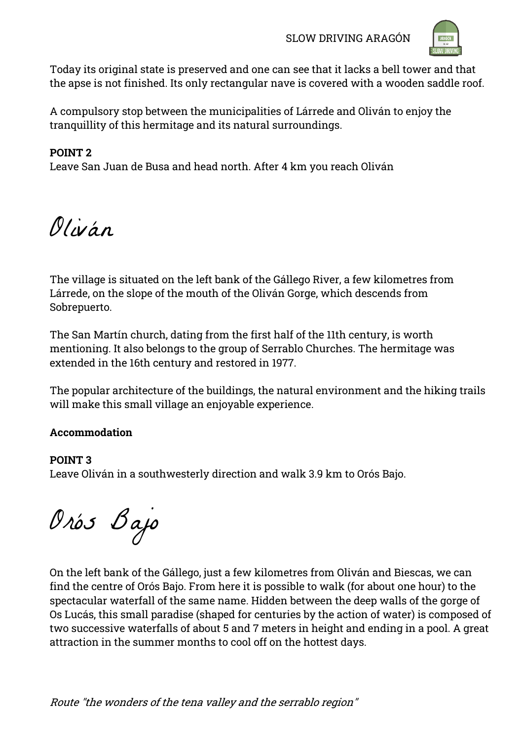Today its original state is preserved and one can see that it lacks a bell tower and that the apse is not finished. Its only rectangular nave is covered with a wooden saddle roof.

A compulsory stop between the municipalities of Lárrede and Oliván to enjoy the tranquillity of this hermitage and its natural surroundings.

**POINT 2**
Leave San Juan de Busa and head north. After 4 km you reach Oliván

# Oliván

The village is situated on the left bank of the Gállego River, a few kilometres from Lárrede, on the slope of the mouth of the Oliván Gorge, which descends from Sobrepuerto.

The San Martín church, dating from the first half of the 11th century, is worth mentioning. It also belongs to the group of Serrablo Churches. The hermitage was extended in the 16th century and restored in 1977.

The popular architecture of the buildings, the natural environment and the hiking trails will make this small village an enjoyable experience.

**Accommodation**

**POINT 3**
Leave Oliván in a southwesterly direction and walk 3.9 km to Orós Bajo.

# Orós Bajo

On the left bank of the Gállego, just a few kilometres from Oliván and Biescas, we can find the centre of Orós Bajo. From here it is possible to walk (for about one hour) to the spectacular waterfall of the same name. Hidden between the deep walls of the gorge of Os Lucás, this small paradise (shaped for centuries by the action of water) is composed of two successive waterfalls of about 5 and 7 meters in height and ending in a pool. A great attraction in the summer months to cool off on the hottest days.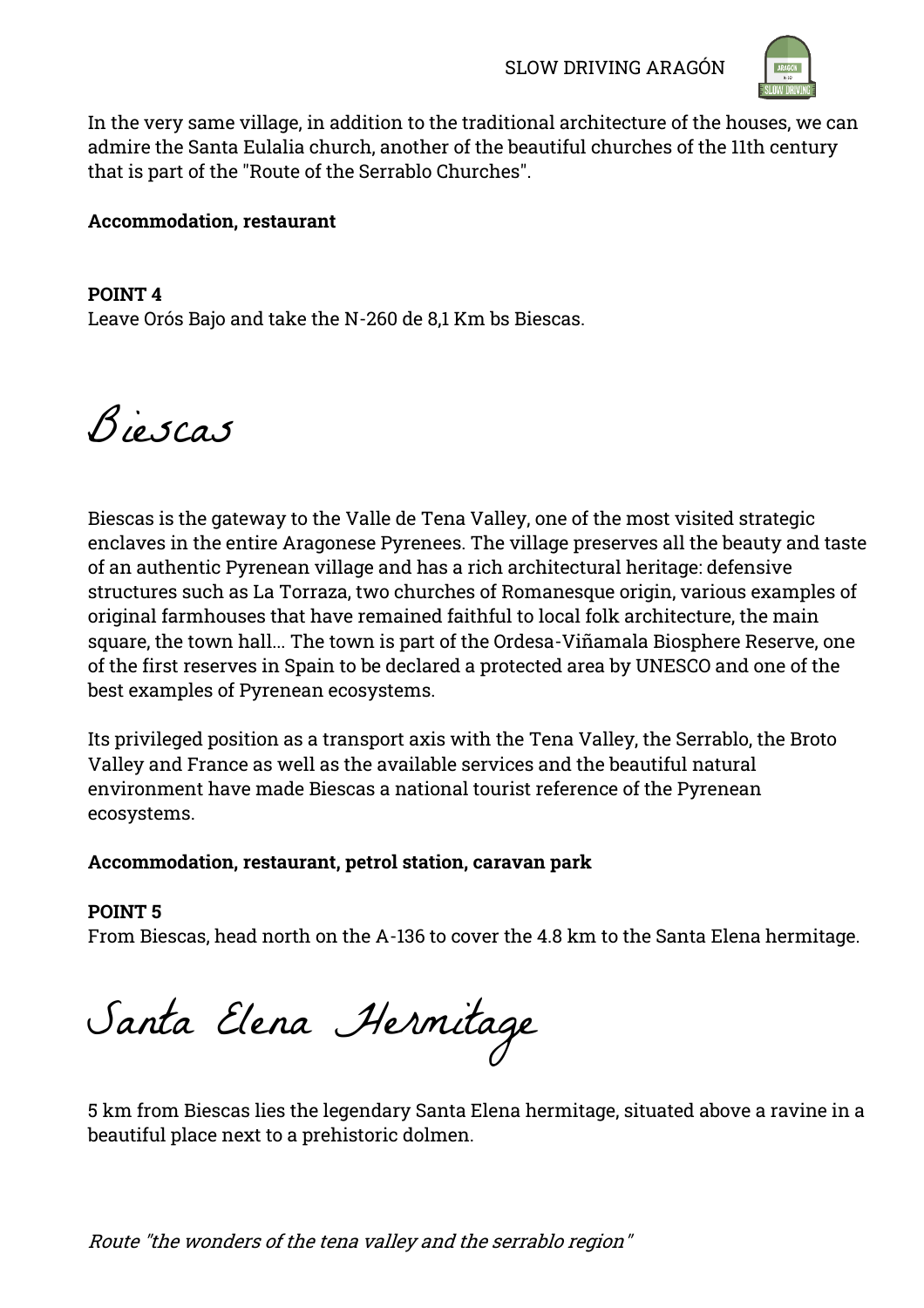In the very same village, in addition to the traditional architecture of the houses, we can admire the Santa Eulalia church, another of the beautiful churches of the 11th century that is part of the "Route of the Serrablo Churches".

**Accommodation, restaurant**

**POINT 4**
Leave Orós Bajo and take the N-260 de 8,1 Km bs Biescas.

# Biescas

Biescas is the gateway to the Valle de Tena Valley, one of the most visited strategic enclaves in the entire Aragonese Pyrenees. The village preserves all the beauty and taste of an authentic Pyrenean village and has a rich architectural heritage: defensive structures such as La Torraza, two churches of Romanesque origin, various examples of original farmhouses that have remained faithful to local folk architecture, the main square, the town hall... The town is part of the Ordesa-Viñamala Biosphere Reserve, one of the first reserves in Spain to be declared a protected area by UNESCO and one of the best examples of Pyrenean ecosystems.

Its privileged position as a transport axis with the Tena Valley, the Serrablo, the Broto Valley and France as well as the available services and the beautiful natural environment have made Biescas a national tourist reference of the Pyrenean ecosystems.

**Accommodation, restaurant, petrol station, caravan park**

**POINT 5**
From Biescas, head north on the A-136 to cover the 4.8 km to the Santa Elena hermitage.

# Santa Elena Hermitage

5 km from Biescas lies the legendary Santa Elena hermitage, situated above a ravine in a beautiful place next to a prehistoric dolmen.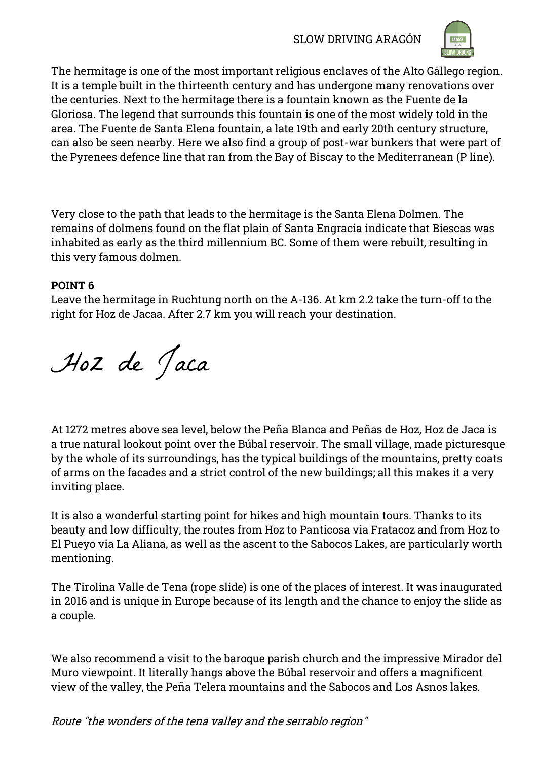The hermitage is one of the most important religious enclaves of the Alto Gállego region. It is a temple built in the thirteenth century and has undergone many renovations over the centuries. Next to the hermitage there is a fountain known as the Fuente de la Gloriosa. The legend that surrounds this fountain is one of the most widely told in the area. The Fuente de Santa Elena fountain, a late 19th and early 20th century structure, can also be seen nearby. Here we also find a group of post-war bunkers that were part of the Pyrenees defence line that ran from the Bay of Biscay to the Mediterranean (P line).

Very close to the path that leads to the hermitage is the Santa Elena Dolmen. The remains of dolmens found on the flat plain of Santa Engracia indicate that Biescas was inhabited as early as the third millennium BC. Some of them were rebuilt, resulting in this very famous dolmen.

**POINT 6**
Leave the hermitage in Ruchtung north on the A-136. At km 2.2 take the turn-off to the right for Hoz de Jacaa. After 2.7 km you will reach your destination.

## Hoz de Jaca

At 1272 metres above sea level, below the Peña Blanca and Peñas de Hoz, Hoz de Jaca is a true natural lookout point over the Búbal reservoir. The small village, made picturesque by the whole of its surroundings, has the typical buildings of the mountains, pretty coats of arms on the facades and a strict control of the new buildings; all this makes it a very inviting place.

It is also a wonderful starting point for hikes and high mountain tours. Thanks to its beauty and low difficulty, the routes from Hoz to Panticosa via Fratacoz and from Hoz to El Pueyo via La Aliana, as well as the ascent to the Sabocos Lakes, are particularly worth mentioning.

The Tirolina Valle de Tena (rope slide) is one of the places of interest. It was inaugurated in 2016 and is unique in Europe because of its length and the chance to enjoy the slide as a couple.

We also recommend a visit to the baroque parish church and the impressive Mirador del Muro viewpoint. It literally hangs above the Búbal reservoir and offers a magnificent view of the valley, the Peña Telera mountains and the Sabocos and Los Asnos lakes.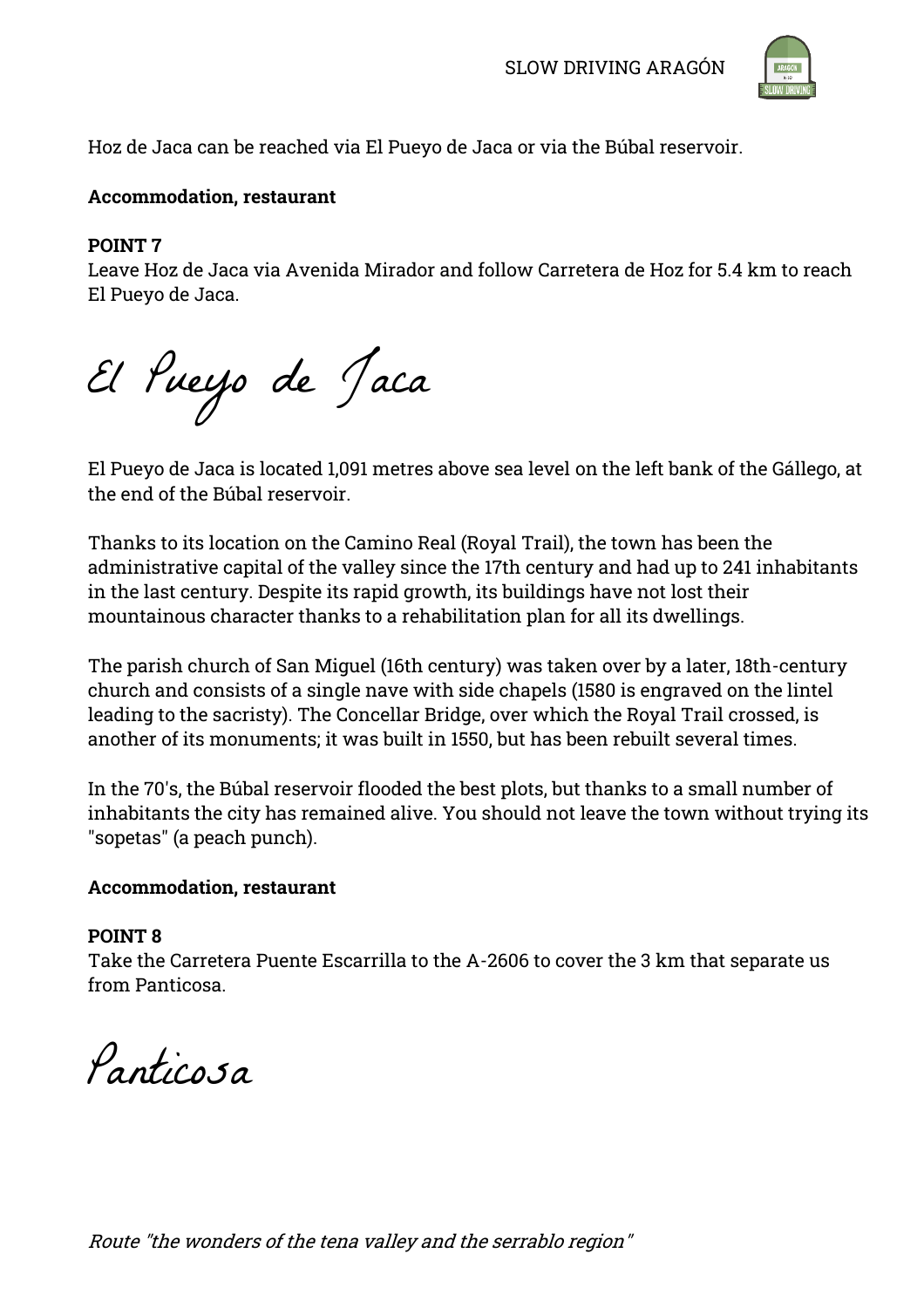Hoz de Jaca can be reached via El Pueyo de Jaca or via the Búbal reservoir.

**Accommodation, restaurant**

**POINT 7**
Leave Hoz de Jaca via Avenida Mirador and follow Carretera de Hoz for 5.4 km to reach El Pueyo de Jaca.

## El Pueyo de Jaca

El Pueyo de Jaca is located 1,091 metres above sea level on the left bank of the Gállego, at the end of the Búbal reservoir.

Thanks to its location on the Camino Real (Royal Trail), the town has been the administrative capital of the valley since the 17th century and had up to 241 inhabitants in the last century. Despite its rapid growth, its buildings have not lost their mountainous character thanks to a rehabilitation plan for all its dwellings.

The parish church of San Miguel (16th century) was taken over by a later, 18th-century church and consists of a single nave with side chapels (1580 is engraved on the lintel leading to the sacristy). The Concellar Bridge, over which the Royal Trail crossed, is another of its monuments; it was built in 1550, but has been rebuilt several times.

In the 70's, the Búbal reservoir flooded the best plots, but thanks to a small number of inhabitants the city has remained alive. You should not leave the town without trying its "sopetas" (a peach punch).

**Accommodation, restaurant**

**POINT 8**
Take the Carretera Puente Escarrilla to the A-2606 to cover the 3 km that separate us from Panticosa.

## Panticosa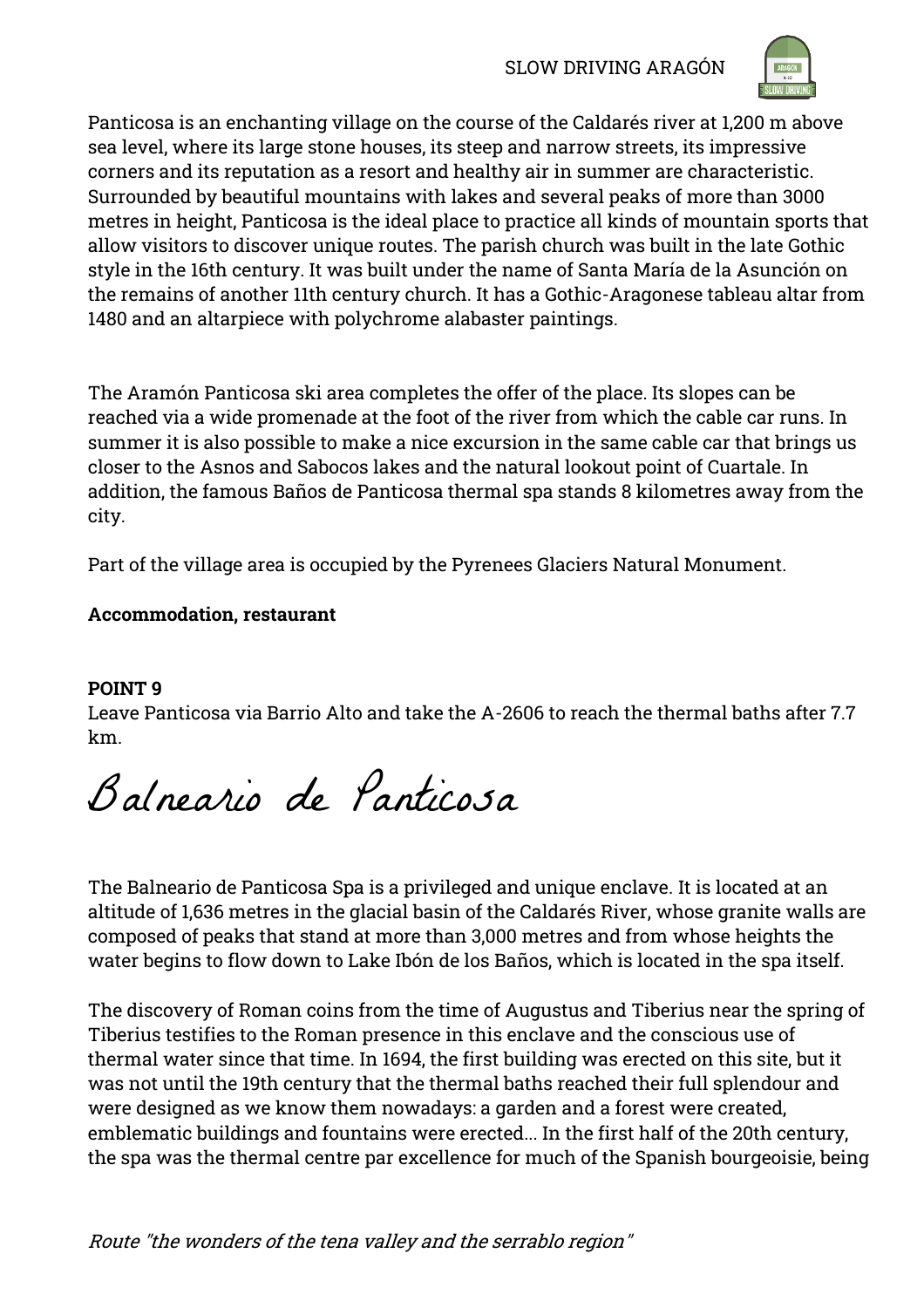Panticosa is an enchanting village on the course of the Caldarés river at 1,200 m above sea level, where its large stone houses, its steep and narrow streets, its impressive corners and its reputation as a resort and healthy air in summer are characteristic. Surrounded by beautiful mountains with lakes and several peaks of more than 3000 metres in height, Panticosa is the ideal place to practice all kinds of mountain sports that allow visitors to discover unique routes. The parish church was built in the late Gothic style in the 16th century. It was built under the name of Santa María de la Asunción on the remains of another 11th century church. It has a Gothic-Aragonese tableau altar from 1480 and an altarpiece with polychrome alabaster paintings.

The Aramón Panticosa ski area completes the offer of the place. Its slopes can be reached via a wide promenade at the foot of the river from which the cable car runs. In summer it is also possible to make a nice excursion in the same cable car that brings us closer to the Asnos and Sabocos lakes and the natural lookout point of Cuartale. In addition, the famous Baños de Panticosa thermal spa stands 8 kilometres away from the city.

Part of the village area is occupied by the Pyrenees Glaciers Natural Monument.

**Accommodation, restaurant**

**POINT 9**
Leave Panticosa via Barrio Alto and take the A-2606 to reach the thermal baths after 7.7 km.

# Balneario de Panticosa

The Balneario de Panticosa Spa is a privileged and unique enclave. It is located at an altitude of 1,636 metres in the glacial basin of the Caldarés River, whose granite walls are composed of peaks that stand at more than 3,000 metres and from whose heights the water begins to flow down to Lake Ibón de los Baños, which is located in the spa itself.

The discovery of Roman coins from the time of Augustus and Tiberius near the spring of Tiberius testifies to the Roman presence in this enclave and the conscious use of thermal water since that time. In 1694, the first building was erected on this site, but it was not until the 19th century that the thermal baths reached their full splendour and were designed as we know them nowadays: a garden and a forest were created, emblematic buildings and fountains were erected... In the first half of the 20th century, the spa was the thermal centre par excellence for much of the Spanish bourgeoisie, being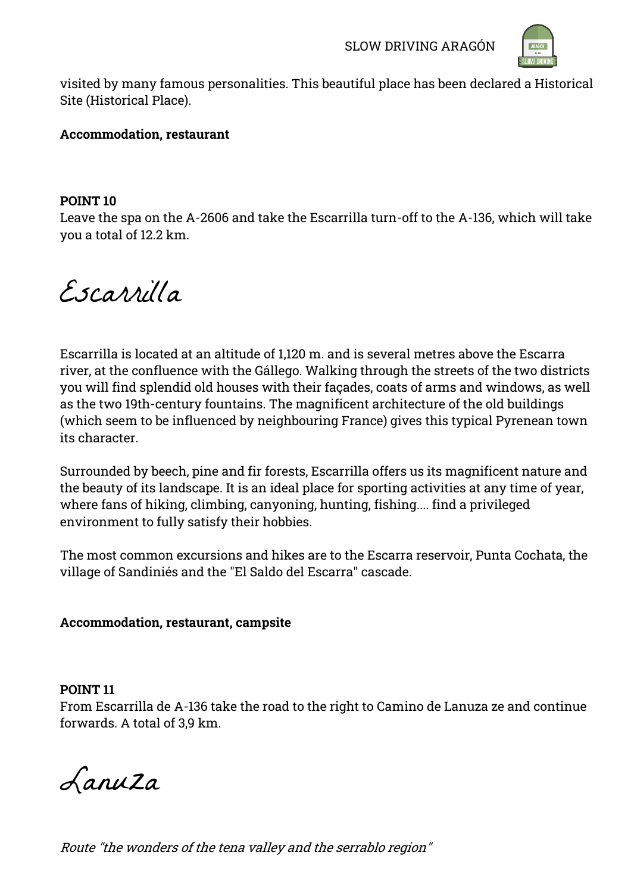visited by many famous personalities. This beautiful place has been declared a Historical Site (Historical Place).

**Accommodation, restaurant**

**POINT 10**
Leave the spa on the A-2606 and take the Escarrilla turn-off to the A-136, which will take you a total of 12.2 km.

## Escarrilla

Escarrilla is located at an altitude of 1,120 m. and is several metres above the Escarra river, at the confluence with the Gállego. Walking through the streets of the two districts you will find splendid old houses with their façades, coats of arms and windows, as well as the two 19th-century fountains. The magnificent architecture of the old buildings (which seem to be influenced by neighbouring France) gives this typical Pyrenean town its character.

Surrounded by beech, pine and fir forests, Escarrilla offers us its magnificent nature and the beauty of its landscape. It is an ideal place for sporting activities at any time of year, where fans of hiking, climbing, canyoning, hunting, fishing.... find a privileged environment to fully satisfy their hobbies.

The most common excursions and hikes are to the Escarra reservoir, Punta Cochata, the village of Sandiniés and the "El Saldo del Escarra" cascade.

**Accommodation, restaurant, campsite**

**POINT 11**
From Escarrilla de A-136 take the road to the right to Camino de Lanuza ze and continue forwards. A total of 3,9 km.

## Lanuza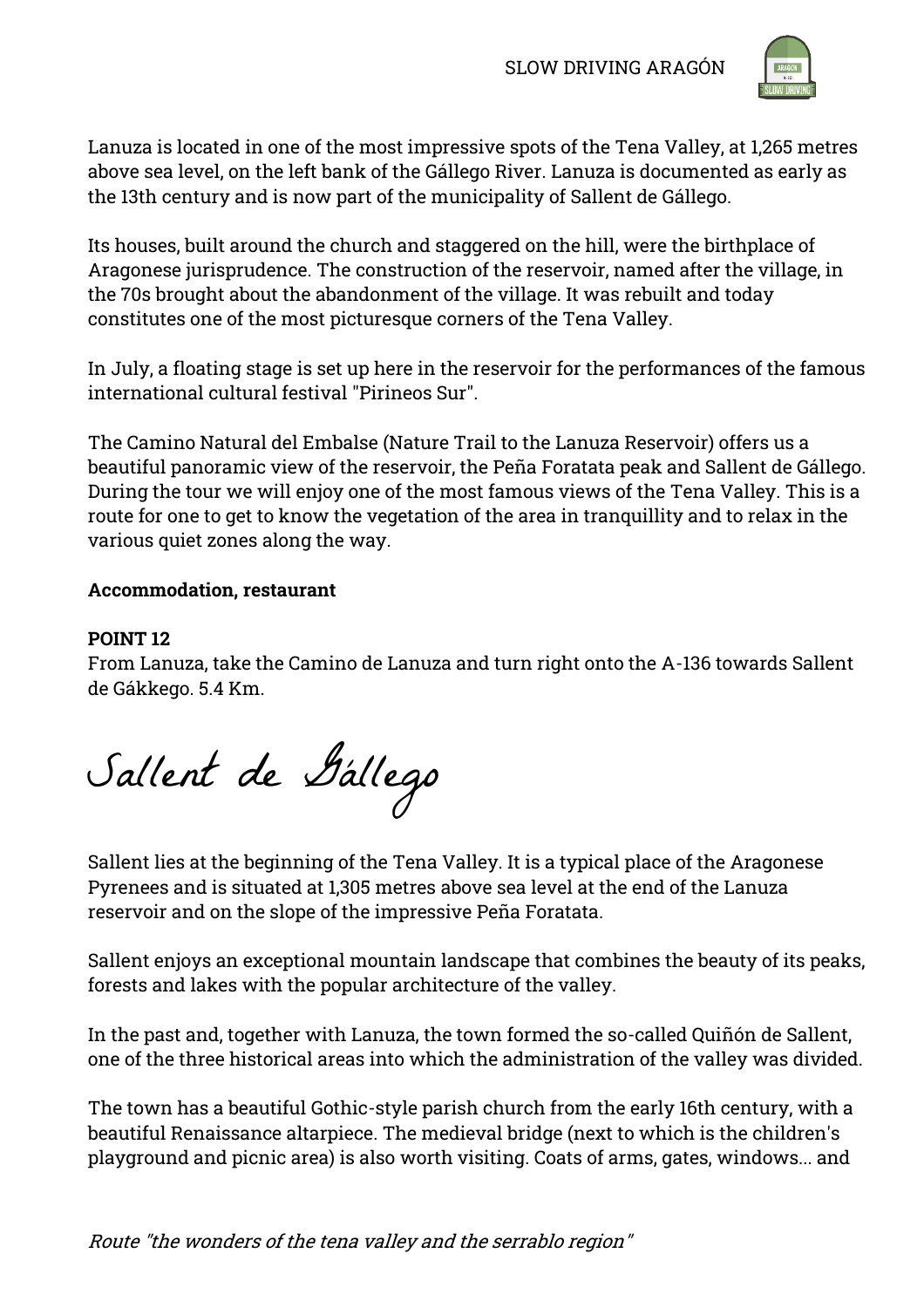Lanuza is located in one of the most impressive spots of the Tena Valley, at 1,265 metres above sea level, on the left bank of the Gállego River. Lanuza is documented as early as the 13th century and is now part of the municipality of Sallent de Gállego.

Its houses, built around the church and staggered on the hill, were the birthplace of Aragonese jurisprudence. The construction of the reservoir, named after the village, in the 70s brought about the abandonment of the village. It was rebuilt and today constitutes one of the most picturesque corners of the Tena Valley.

In July, a floating stage is set up here in the reservoir for the performances of the famous international cultural festival "Pirineos Sur".

The Camino Natural del Embalse (Nature Trail to the Lanuza Reservoir) offers us a beautiful panoramic view of the reservoir, the Peña Foratata peak and Sallent de Gállego. During the tour we will enjoy one of the most famous views of the Tena Valley. This is a route for one to get to know the vegetation of the area in tranquillity and to relax in the various quiet zones along the way.

**Accommodation, restaurant**

**POINT 12**
From Lanuza, take the Camino de Lanuza and turn right onto the A-136 towards Sallent de Gákkego. 5.4 Km.

# Sallent de Gállego

Sallent lies at the beginning of the Tena Valley. It is a typical place of the Aragonese Pyrenees and is situated at 1,305 metres above sea level at the end of the Lanuza reservoir and on the slope of the impressive Peña Foratata.

Sallent enjoys an exceptional mountain landscape that combines the beauty of its peaks, forests and lakes with the popular architecture of the valley.

In the past and, together with Lanuza, the town formed the so-called Quiñón de Sallent, one of the three historical areas into which the administration of the valley was divided.

The town has a beautiful Gothic-style parish church from the early 16th century, with a beautiful Renaissance altarpiece. The medieval bridge (next to which is the children's playground and picnic area) is also worth visiting. Coats of arms, gates, windows... and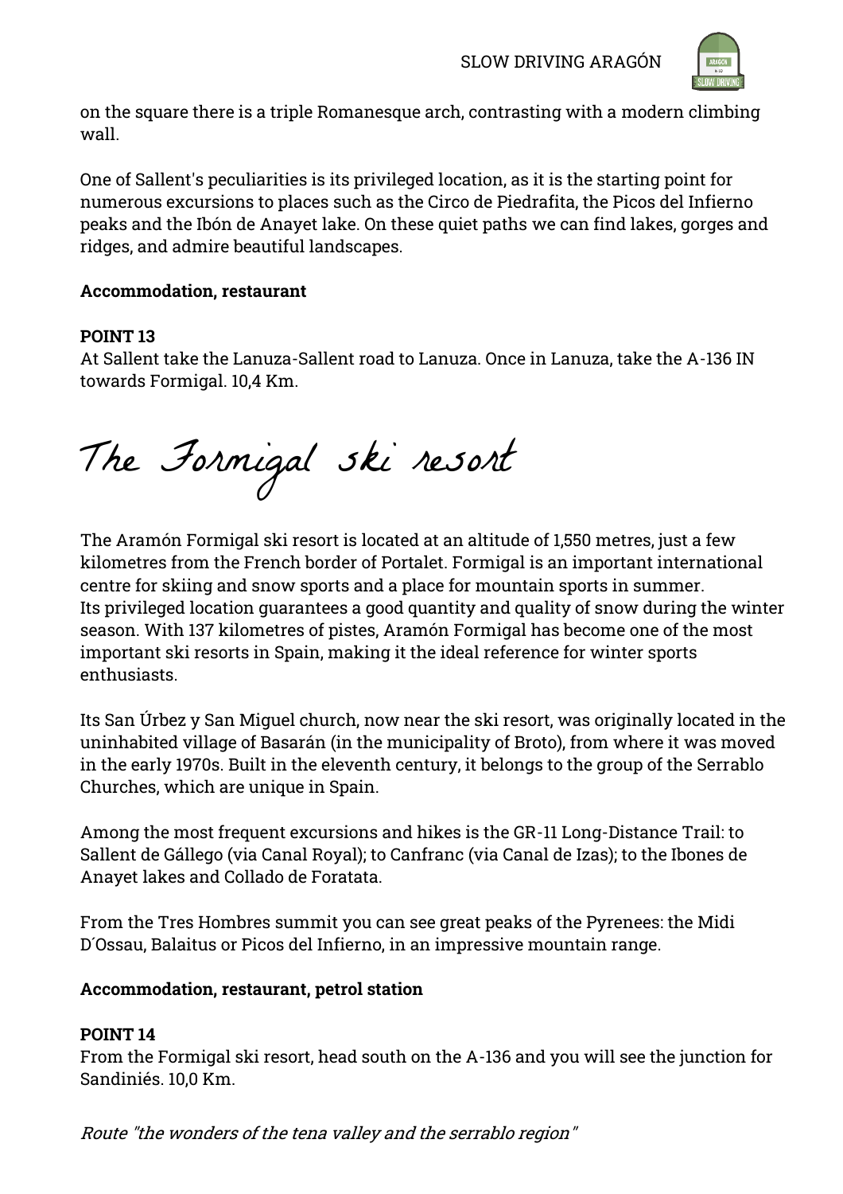on the square there is a triple Romanesque arch, contrasting with a modern climbing wall.

One of Sallent's peculiarities is its privileged location, as it is the starting point for numerous excursions to places such as the Circo de Piedrafita, the Picos del Infierno peaks and the Ibón de Anayet lake. On these quiet paths we can find lakes, gorges and ridges, and admire beautiful landscapes.

**Accommodation, restaurant**

**POINT 13**
At Sallent take the Lanuza-Sallent road to Lanuza. Once in Lanuza, take the A-136 IN towards Formigal. 10,4 Km.

# The Formigal ski resort

The Aramón Formigal ski resort is located at an altitude of 1,550 metres, just a few kilometres from the French border of Portalet. Formigal is an important international centre for skiing and snow sports and a place for mountain sports in summer.
Its privileged location guarantees a good quantity and quality of snow during the winter season. With 137 kilometres of pistes, Aramón Formigal has become one of the most important ski resorts in Spain, making it the ideal reference for winter sports enthusiasts.

Its San Úrbez y San Miguel church, now near the ski resort, was originally located in the uninhabited village of Basarán (in the municipality of Broto), from where it was moved in the early 1970s. Built in the eleventh century, it belongs to the group of the Serrablo Churches, which are unique in Spain.

Among the most frequent excursions and hikes is the GR-11 Long-Distance Trail: to Sallent de Gállego (via Canal Royal); to Canfranc (via Canal de Izas); to the Ibones de Anayet lakes and Collado de Foratata.

From the Tres Hombres summit you can see great peaks of the Pyrenees: the Midi D´Ossau, Balaitus or Picos del Infierno, in an impressive mountain range.

**Accommodation, restaurant, petrol station**

**POINT 14**
From the Formigal ski resort, head south on the A-136 and you will see the junction for Sandiniés. 10,0 Km.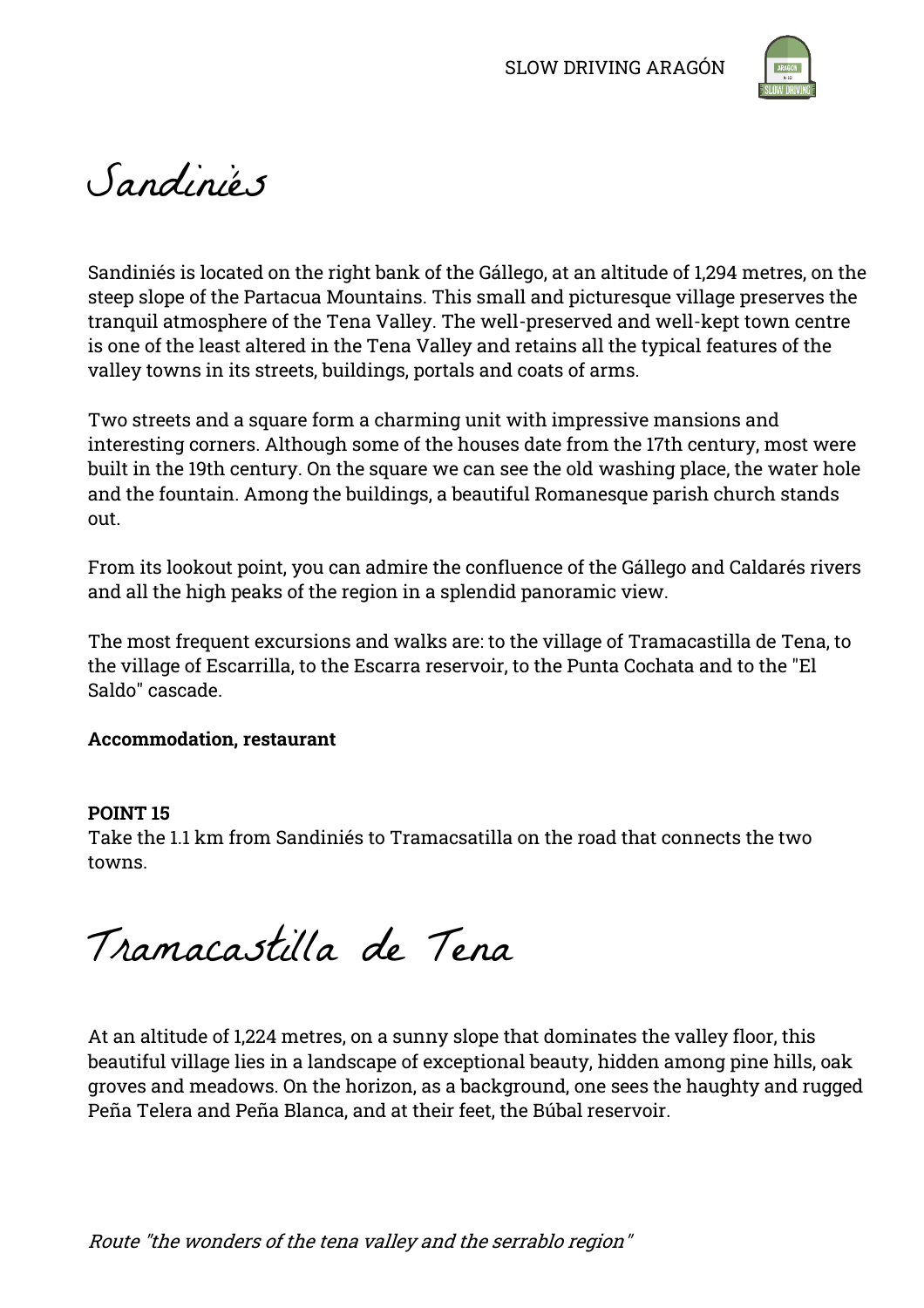# Sandiniés

Sandiniés is located on the right bank of the Gállego, at an altitude of 1,294 metres, on the steep slope of the Partacua Mountains. This small and picturesque village preserves the tranquil atmosphere of the Tena Valley. The well-preserved and well-kept town centre is one of the least altered in the Tena Valley and retains all the typical features of the valley towns in its streets, buildings, portals and coats of arms.

Two streets and a square form a charming unit with impressive mansions and interesting corners. Although some of the houses date from the 17th century, most were built in the 19th century. On the square we can see the old washing place, the water hole and the fountain. Among the buildings, a beautiful Romanesque parish church stands out.

From its lookout point, you can admire the confluence of the Gállego and Caldarés rivers and all the high peaks of the region in a splendid panoramic view.

The most frequent excursions and walks are: to the village of Tramacastilla de Tena, to the village of Escarrilla, to the Escarra reservoir, to the Punta Cochata and to the "El Saldo" cascade.

**Accommodation, restaurant**

**POINT 15**
Take the 1.1 km from Sandiniés to Tramacsatilla on the road that connects the two towns.

# Tramacastilla de Tena

At an altitude of 1,224 metres, on a sunny slope that dominates the valley floor, this beautiful village lies in a landscape of exceptional beauty, hidden among pine hills, oak groves and meadows. On the horizon, as a background, one sees the haughty and rugged Peña Telera and Peña Blanca, and at their feet, the Búbal reservoir.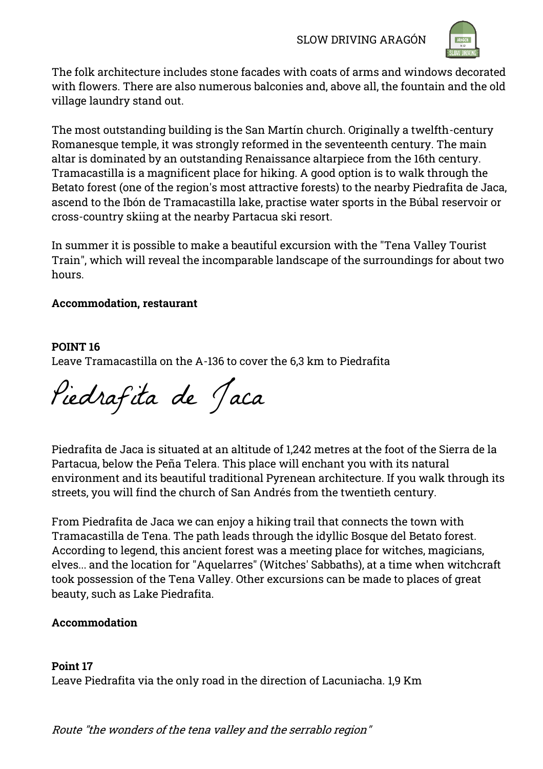The folk architecture includes stone facades with coats of arms and windows decorated with flowers. There are also numerous balconies and, above all, the fountain and the old village laundry stand out.

The most outstanding building is the San Martín church. Originally a twelfth-century Romanesque temple, it was strongly reformed in the seventeenth century. The main altar is dominated by an outstanding Renaissance altarpiece from the 16th century. Tramacastilla is a magnificent place for hiking. A good option is to walk through the Betato forest (one of the region's most attractive forests) to the nearby Piedrafita de Jaca, ascend to the Ibón de Tramacastilla lake, practise water sports in the Búbal reservoir or cross-country skiing at the nearby Partacua ski resort.

In summer it is possible to make a beautiful excursion with the "Tena Valley Tourist Train", which will reveal the incomparable landscape of the surroundings for about two hours.

**Accommodation, restaurant**

**POINT 16**
Leave Tramacastilla on the A-136 to cover the 6,3 km to Piedrafita

# Piedrafita de Jaca

Piedrafita de Jaca is situated at an altitude of 1,242 metres at the foot of the Sierra de la Partacua, below the Peña Telera. This place will enchant you with its natural environment and its beautiful traditional Pyrenean architecture. If you walk through its streets, you will find the church of San Andrés from the twentieth century.

From Piedrafita de Jaca we can enjoy a hiking trail that connects the town with Tramacastilla de Tena. The path leads through the idyllic Bosque del Betato forest. According to legend, this ancient forest was a meeting place for witches, magicians, elves... and the location for "Aquelarres" (Witches' Sabbaths), at a time when witchcraft took possession of the Tena Valley. Other excursions can be made to places of great beauty, such as Lake Piedrafita.

**Accommodation**

**Point 17**
Leave Piedrafita via the only road in the direction of Lacuniacha. 1,9 Km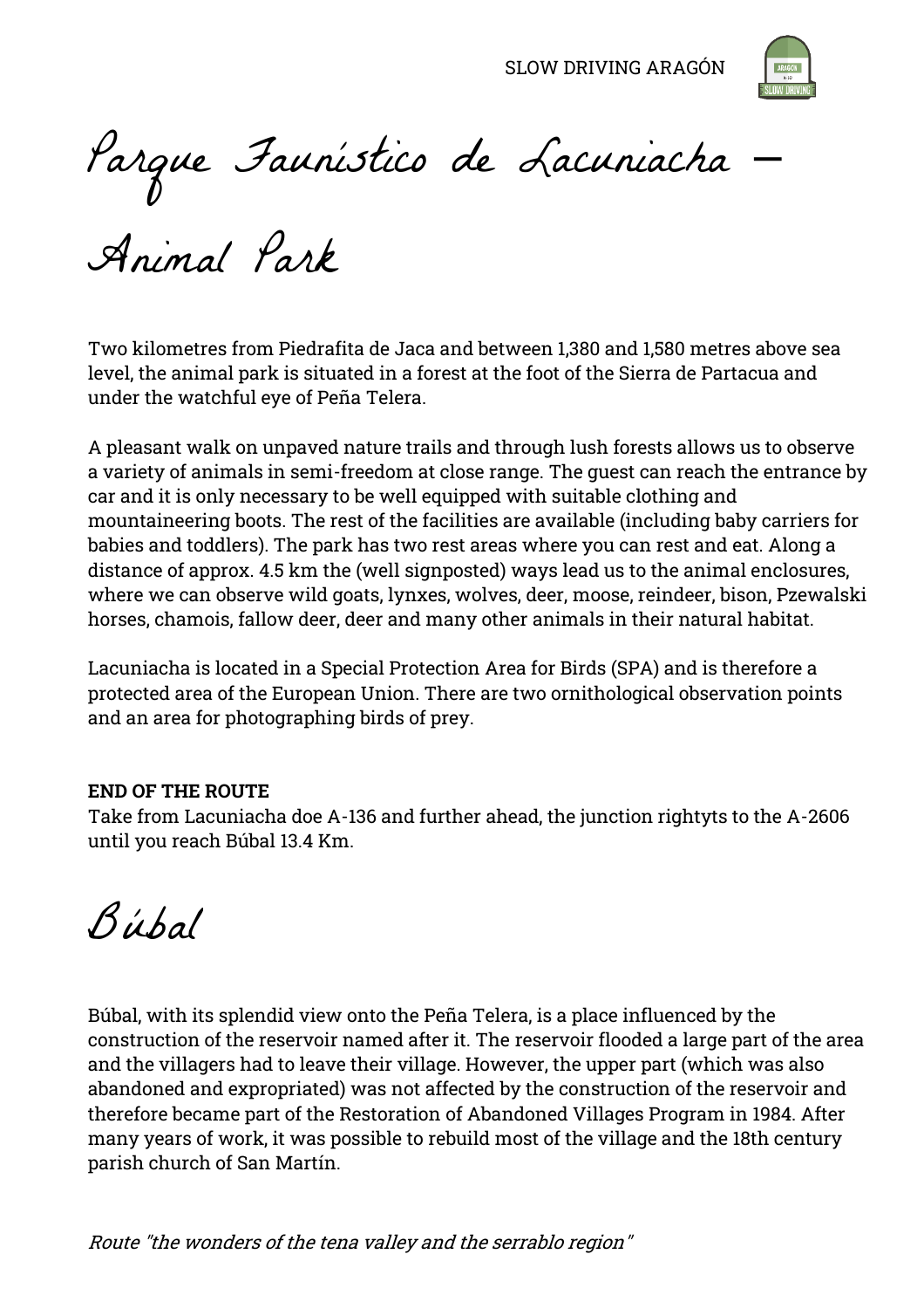# Parque Faunístico de Lacuniacha – Animal Park

Two kilometres from Piedrafita de Jaca and between 1,380 and 1,580 metres above sea level, the animal park is situated in a forest at the foot of the Sierra de Partacua and under the watchful eye of Peña Telera.

A pleasant walk on unpaved nature trails and through lush forests allows us to observe a variety of animals in semi-freedom at close range. The guest can reach the entrance by car and it is only necessary to be well equipped with suitable clothing and mountaineering boots. The rest of the facilities are available (including baby carriers for babies and toddlers). The park has two rest areas where you can rest and eat. Along a distance of approx. 4.5 km the (well signposted) ways lead us to the animal enclosures, where we can observe wild goats, lynxes, wolves, deer, moose, reindeer, bison, Pzewalski horses, chamois, fallow deer, deer and many other animals in their natural habitat.

Lacuniacha is located in a Special Protection Area for Birds (SPA) and is therefore a protected area of the European Union. There are two ornithological observation points and an area for photographing birds of prey.

**END OF THE ROUTE**
Take from Lacuniacha doe A-136 and further ahead, the junction rightyts to the A-2606 until you reach Búbal 13.4 Km.

# Búbal

Búbal, with its splendid view onto the Peña Telera, is a place influenced by the construction of the reservoir named after it. The reservoir flooded a large part of the area and the villagers had to leave their village. However, the upper part (which was also abandoned and expropriated) was not affected by the construction of the reservoir and therefore became part of the Restoration of Abandoned Villages Program in 1984. After many years of work, it was possible to rebuild most of the village and the 18th century parish church of San Martín.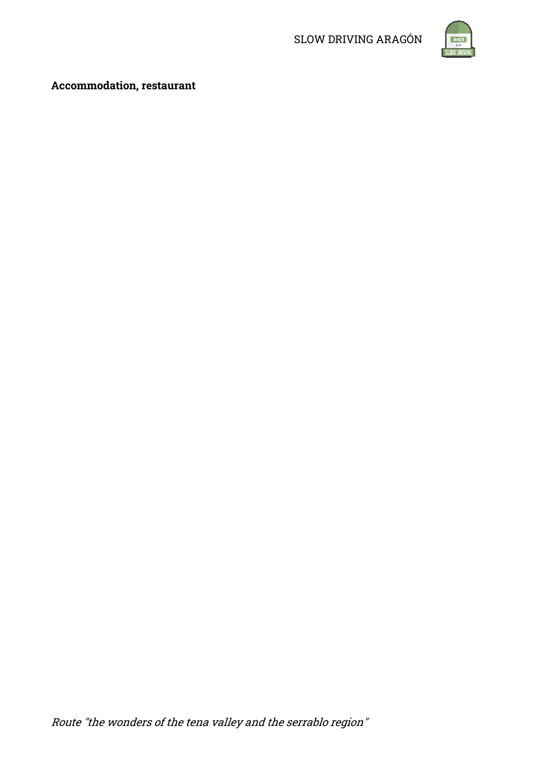**Accommodation, restaurant**